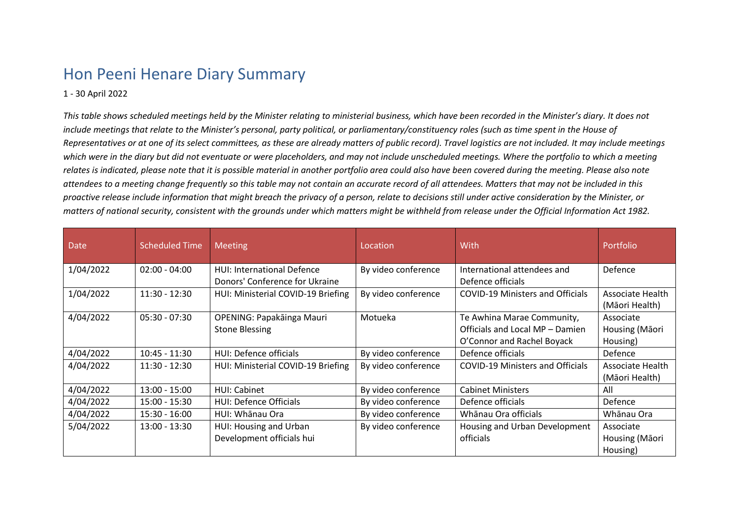# Hon Peeni Henare Diary Summary

1 - 30 April 2022

*This table shows scheduled meetings held by the Minister relating to ministerial business, which have been recorded in the Minister's diary. It does not include meetings that relate to the Minister's personal, party political, or parliamentary/constituency roles (such as time spent in the House of Representatives or at one of its select committees, as these are already matters of public record). Travel logistics are not included. It may include meetings which were in the diary but did not eventuate or were placeholders, and may not include unscheduled meetings. Where the portfolio to which a meeting relates is indicated, please note that it is possible material in another portfolio area could also have been covered during the meeting. Please also note attendees to a meeting change frequently so this table may not contain an accurate record of all attendees. Matters that may not be included in this proactive release include information that might breach the privacy of a person, relate to decisions still under active consideration by the Minister, or matters of national security, consistent with the grounds under which matters might be withheld from release under the Official Information Act 1982.*

| Date | Scheduled Time | Meeting | Location | With | Portfolio |
|---|---|---|---|---|---|
| 1/04/2022 | 02:00 - 04:00 | HUI: International Defence Donors' Conference for Ukraine | By video conference | International attendees and Defence officials | Defence |
| 1/04/2022 | 11:30 - 12:30 | HUI: Ministerial COVID-19 Briefing | By video conference | COVID-19 Ministers and Officials | Associate Health (Māori Health) |
| 4/04/2022 | 05:30 - 07:30 | OPENING: Papakāinga Mauri Stone Blessing | Motueka | Te Awhina Marae Community, Officials and Local MP – Damien O'Connor and Rachel Boyack | Associate Housing (Māori Housing) |
| 4/04/2022 | 10:45 - 11:30 | HUI: Defence officials | By video conference | Defence officials | Defence |
| 4/04/2022 | 11:30 - 12:30 | HUI: Ministerial COVID-19 Briefing | By video conference | COVID-19 Ministers and Officials | Associate Health (Māori Health) |
| 4/04/2022 | 13:00 - 15:00 | HUI: Cabinet | By video conference | Cabinet Ministers | All |
| 4/04/2022 | 15:00 - 15:30 | HUI: Defence Officials | By video conference | Defence officials | Defence |
| 4/04/2022 | 15:30 - 16:00 | HUI: Whānau Ora | By video conference | Whānau Ora officials | Whānau Ora |
| 5/04/2022 | 13:00 - 13:30 | HUI: Housing and Urban Development officials hui | By video conference | Housing and Urban Development officials | Associate Housing (Māori Housing) |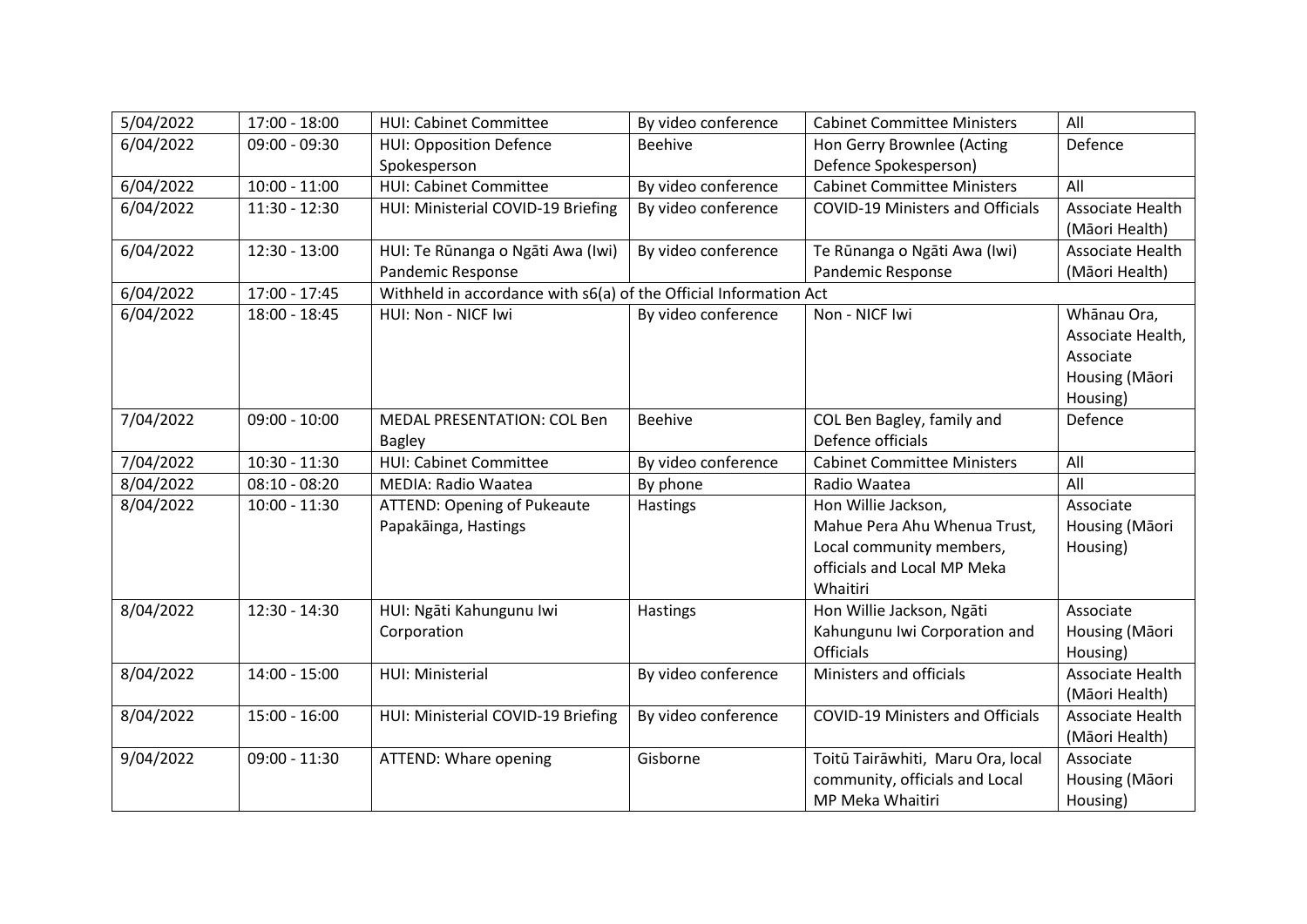| 5/04/2022 | 17:00 - 18:00 | HUI: Cabinet Committee | By video conference | Cabinet Committee Ministers | All |
|---|---|---|---|---|---|
| 6/04/2022 | 09:00 - 09:30 | HUI: Opposition Defence Spokesperson | Beehive | Hon Gerry Brownlee (Acting Defence Spokesperson) | Defence |
| 6/04/2022 | 10:00 - 11:00 | HUI: Cabinet Committee | By video conference | Cabinet Committee Ministers | All |
| 6/04/2022 | 11:30 - 12:30 | HUI: Ministerial COVID-19 Briefing | By video conference | COVID-19 Ministers and Officials | Associate Health (Māori Health) |
| 6/04/2022 | 12:30 - 13:00 | HUI: Te Rūnanga o Ngāti Awa (Iwi) Pandemic Response | By video conference | Te Rūnanga o Ngāti Awa (Iwi) Pandemic Response | Associate Health (Māori Health) |
| 6/04/2022 | 17:00 - 17:45 | Withheld in accordance with s6(a) of the Official Information Act | | | |
| 6/04/2022 | 18:00 - 18:45 | HUI: Non - NICF Iwi | By video conference | Non - NICF Iwi | Whānau Ora, Associate Health, Associate Housing (Māori Housing) |
| 7/04/2022 | 09:00 - 10:00 | MEDAL PRESENTATION: COL Ben Bagley | Beehive | COL Ben Bagley, family and Defence officials | Defence |
| 7/04/2022 | 10:30 - 11:30 | HUI: Cabinet Committee | By video conference | Cabinet Committee Ministers | All |
| 8/04/2022 | 08:10 - 08:20 | MEDIA: Radio Waatea | By phone | Radio Waatea | All |
| 8/04/2022 | 10:00 - 11:30 | ATTEND: Opening of Pukeaute Papakāinga, Hastings | Hastings | Hon Willie Jackson, Mahue Pera Ahu Whenua Trust, Local community members, officials and Local MP Meka Whaitiri | Associate Housing (Māori Housing) |
| 8/04/2022 | 12:30 - 14:30 | HUI: Ngāti Kahungunu Iwi Corporation | Hastings | Hon Willie Jackson, Ngāti Kahungunu Iwi Corporation and Officials | Associate Housing (Māori Housing) |
| 8/04/2022 | 14:00 - 15:00 | HUI: Ministerial | By video conference | Ministers and officials | Associate Health (Māori Health) |
| 8/04/2022 | 15:00 - 16:00 | HUI: Ministerial COVID-19 Briefing | By video conference | COVID-19 Ministers and Officials | Associate Health (Māori Health) |
| 9/04/2022 | 09:00 - 11:30 | ATTEND: Whare opening | Gisborne | Toitū Tairāwhiti, Maru Ora, local community, officials and Local MP Meka Whaitiri | Associate Housing (Māori Housing) |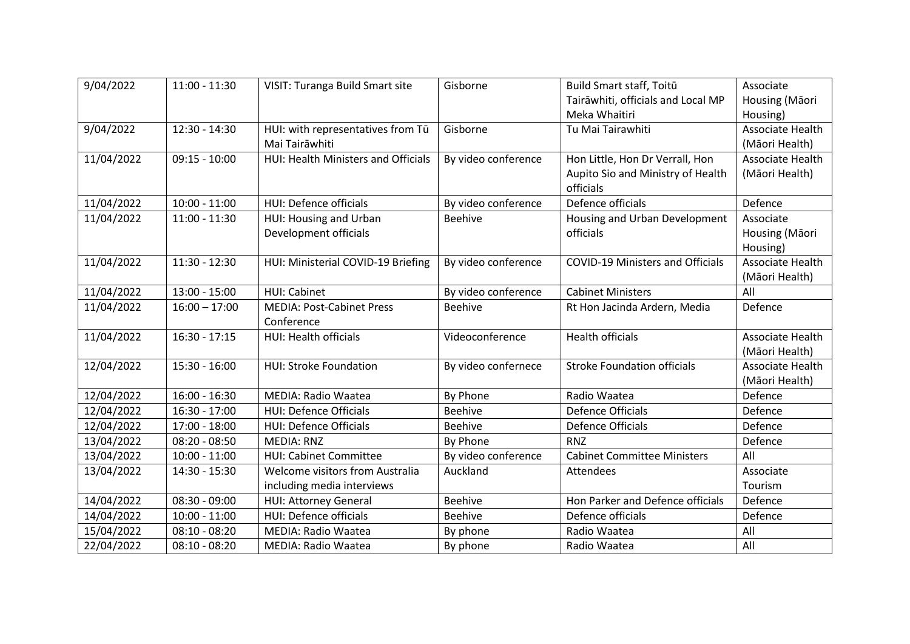| 9/04/2022 | 11:00 - 11:30 | VISIT: Turanga Build Smart site | Gisborne | Build Smart staff, Toitū Tairāwhiti, officials and Local MP Meka Whaitiri | Associate Housing (Māori Housing) |
|---|---|---|---|---|---|
| 9/04/2022 | 12:30 - 14:30 | HUI: with representatives from Tū Mai Tairāwhiti | Gisborne | Tu Mai Tairawhiti | Associate Health (Māori Health) |
| 11/04/2022 | 09:15 - 10:00 | HUI: Health Ministers and Officials | By video conference | Hon Little, Hon Dr Verrall, Hon Aupito Sio and Ministry of Health officials | Associate Health (Māori Health) |
| 11/04/2022 | 10:00 - 11:00 | HUI: Defence officials | By video conference | Defence officials | Defence |
| 11/04/2022 | 11:00 - 11:30 | HUI: Housing and Urban Development officials | Beehive | Housing and Urban Development officials | Associate Housing (Māori Housing) |
| 11/04/2022 | 11:30 - 12:30 | HUI: Ministerial COVID-19 Briefing | By video conference | COVID-19 Ministers and Officials | Associate Health (Māori Health) |
| 11/04/2022 | 13:00 - 15:00 | HUI: Cabinet | By video conference | Cabinet Ministers | All |
| 11/04/2022 | 16:00 – 17:00 | MEDIA: Post-Cabinet Press Conference | Beehive | Rt Hon Jacinda Ardern, Media | Defence |
| 11/04/2022 | 16:30 - 17:15 | HUI: Health officials | Videoconference | Health officials | Associate Health (Māori Health) |
| 12/04/2022 | 15:30 - 16:00 | HUI: Stroke Foundation | By video confernece | Stroke Foundation officials | Associate Health (Māori Health) |
| 12/04/2022 | 16:00 - 16:30 | MEDIA: Radio Waatea | By Phone | Radio Waatea | Defence |
| 12/04/2022 | 16:30 - 17:00 | HUI: Defence Officials | Beehive | Defence Officials | Defence |
| 12/04/2022 | 17:00 - 18:00 | HUI: Defence Officials | Beehive | Defence Officials | Defence |
| 13/04/2022 | 08:20 - 08:50 | MEDIA: RNZ | By Phone | RNZ | Defence |
| 13/04/2022 | 10:00 - 11:00 | HUI: Cabinet Committee | By video conference | Cabinet Committee Ministers | All |
| 13/04/2022 | 14:30 - 15:30 | Welcome visitors from Australia including media interviews | Auckland | Attendees | Associate Tourism |
| 14/04/2022 | 08:30 - 09:00 | HUI: Attorney General | Beehive | Hon Parker and Defence officials | Defence |
| 14/04/2022 | 10:00 - 11:00 | HUI: Defence officials | Beehive | Defence officials | Defence |
| 15/04/2022 | 08:10 - 08:20 | MEDIA: Radio Waatea | By phone | Radio Waatea | All |
| 22/04/2022 | 08:10 - 08:20 | MEDIA: Radio Waatea | By phone | Radio Waatea | All |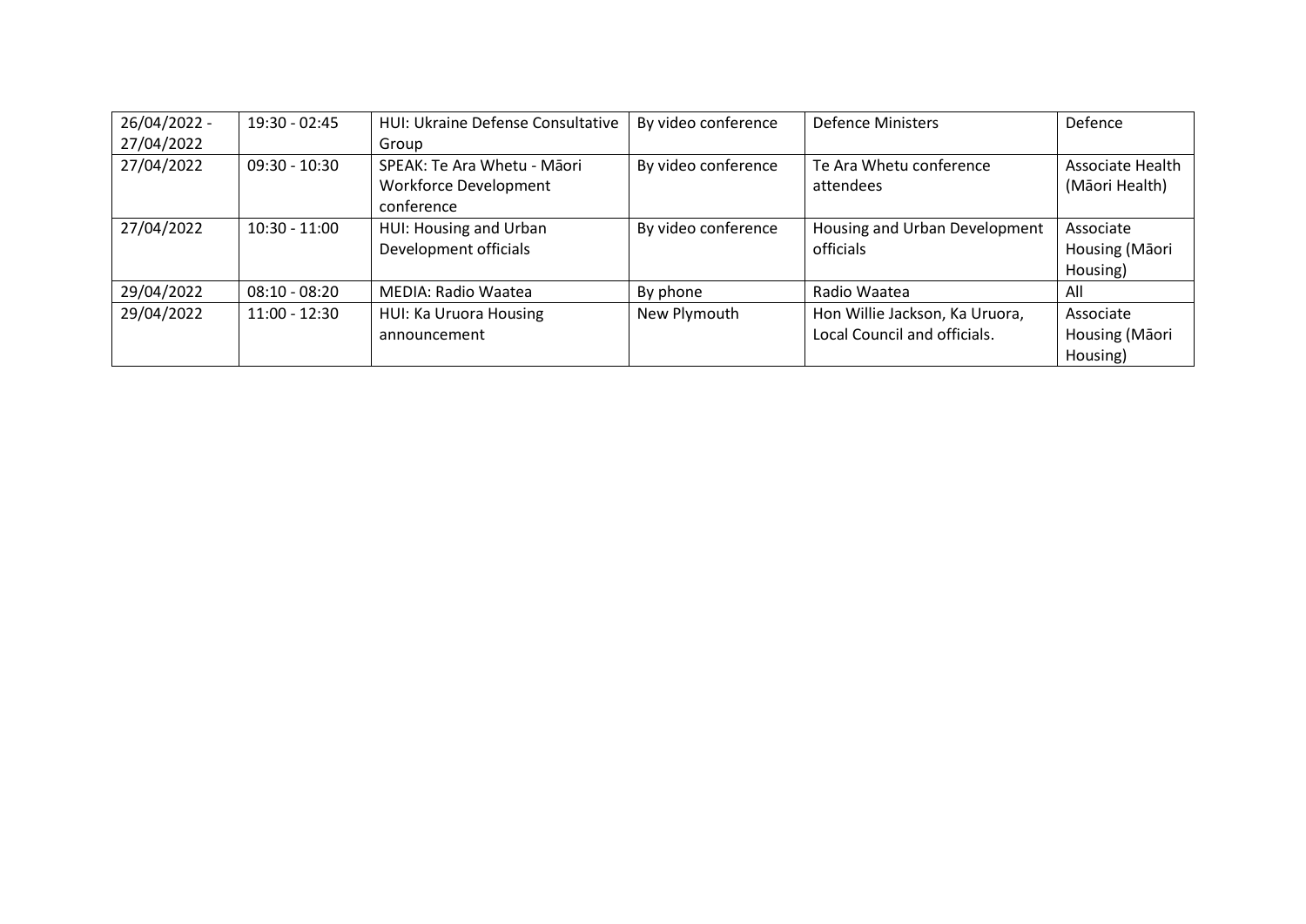| | | | | | |
|---|---|---|---|---|---|
| 26/04/2022 - 27/04/2022 | 19:30 - 02:45 | HUI: Ukraine Defense Consultative Group | By video conference | Defence Ministers | Defence |
| 27/04/2022 | 09:30 - 10:30 | SPEAK: Te Ara Whetu - Māori Workforce Development conference | By video conference | Te Ara Whetu conference attendees | Associate Health (Māori Health) |
| 27/04/2022 | 10:30 - 11:00 | HUI: Housing and Urban Development officials | By video conference | Housing and Urban Development officials | Associate Housing (Māori Housing) |
| 29/04/2022 | 08:10 - 08:20 | MEDIA: Radio Waatea | By phone | Radio Waatea | All |
| 29/04/2022 | 11:00 - 12:30 | HUI: Ka Uruora Housing announcement | New Plymouth | Hon Willie Jackson, Ka Uruora, Local Council and officials. | Associate Housing (Māori Housing) |